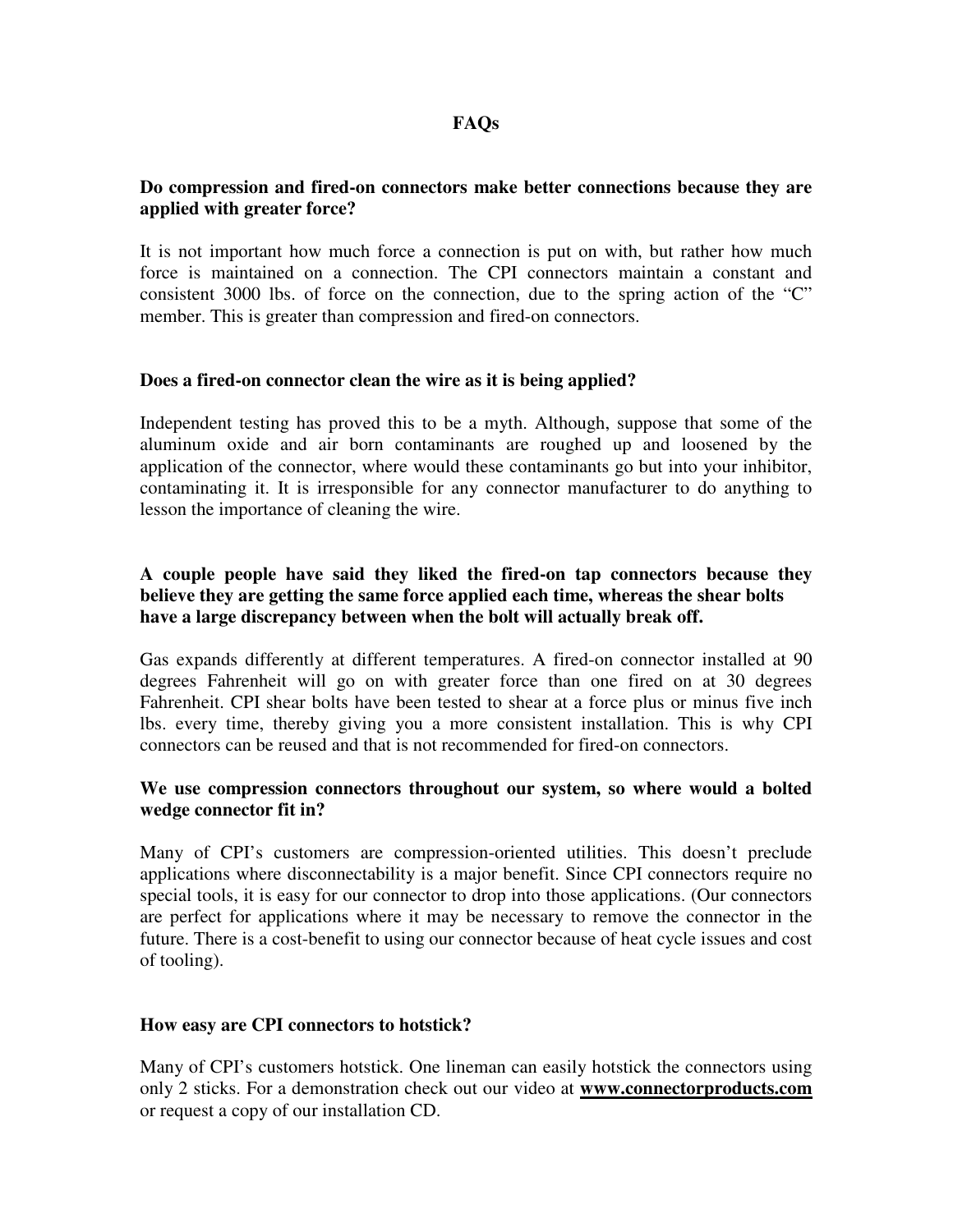# FAQs

**Do compression and fired-on connectors make better connections because they are applied with greater force?**

It is not important how much force a connection is put on with, but rather how much force is maintained on a connection. The CPI connectors maintain a constant and consistent 3000 lbs. of force on the connection, due to the spring action of the "C" member. This is greater than compression and fired-on connectors.

**Does a fired-on connector clean the wire as it is being applied?**

Independent testing has proved this to be a myth. Although, suppose that some of the aluminum oxide and air born contaminants are roughed up and loosened by the application of the connector, where would these contaminants go but into your inhibitor, contaminating it. It is irresponsible for any connector manufacturer to do anything to lesson the importance of cleaning the wire.

**A couple people have said they liked the fired-on tap connectors because they believe they are getting the same force applied each time, whereas the shear bolts have a large discrepancy between when the bolt will actually break off.**

Gas expands differently at different temperatures. A fired-on connector installed at 90 degrees Fahrenheit will go on with greater force than one fired on at 30 degrees Fahrenheit. CPI shear bolts have been tested to shear at a force plus or minus five inch lbs. every time, thereby giving you a more consistent installation. This is why CPI connectors can be reused and that is not recommended for fired-on connectors.

**We use compression connectors throughout our system, so where would a bolted wedge connector fit in?**

Many of CPI's customers are compression-oriented utilities. This doesn't preclude applications where disconnectability is a major benefit. Since CPI connectors require no special tools, it is easy for our connector to drop into those applications. (Our connectors are perfect for applications where it may be necessary to remove the connector in the future. There is a cost-benefit to using our connector because of heat cycle issues and cost of tooling).

**How easy are CPI connectors to hotstick?**

Many of CPI's customers hotstick. One lineman can easily hotstick the connectors using only 2 sticks. For a demonstration check out our video at **www.connectorproducts.com** or request a copy of our installation CD.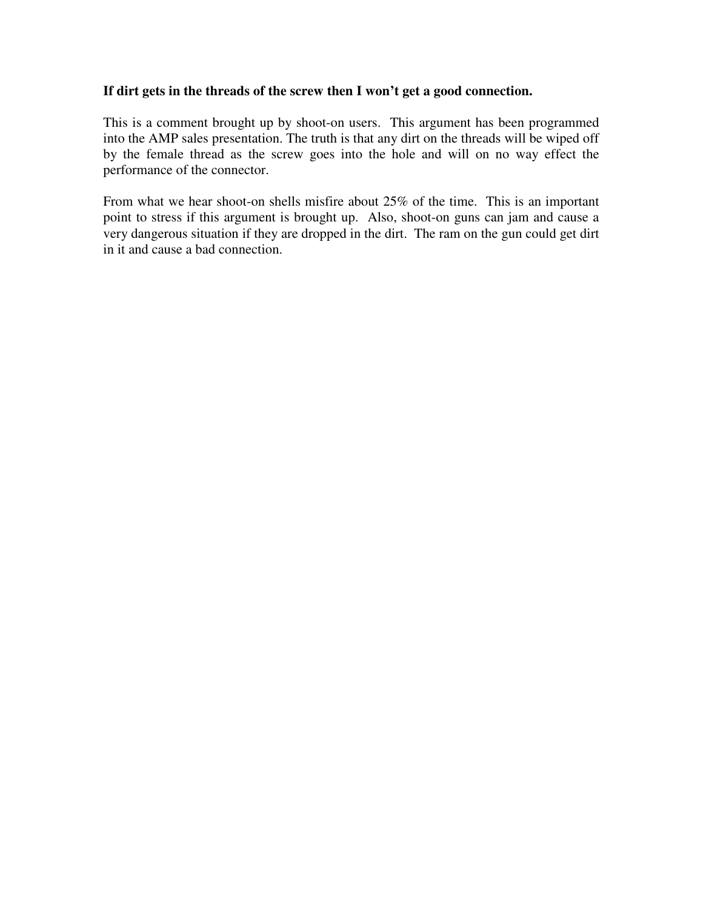**If dirt gets in the threads of the screw then I won't get a good connection.**

This is a comment brought up by shoot-on users. This argument has been programmed into the AMP sales presentation. The truth is that any dirt on the threads will be wiped off by the female thread as the screw goes into the hole and will on no way effect the performance of the connector.

From what we hear shoot-on shells misfire about 25% of the time. This is an important point to stress if this argument is brought up. Also, shoot-on guns can jam and cause a very dangerous situation if they are dropped in the dirt. The ram on the gun could get dirt in it and cause a bad connection.